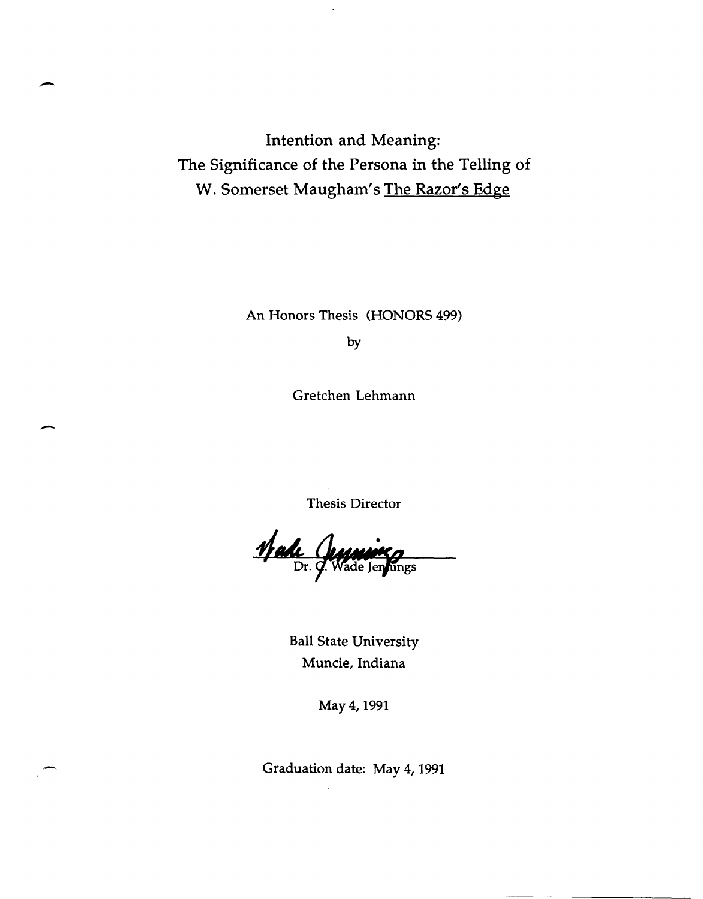# Intention and Meaning: The Significance of the Persona in the Telling of W. Somerset Maugham's The Razor's Edge

An Honors Thesis (HONORS 499)

by

Gretchen Lehmann

Thesis Director

Dr. C. Wade Jennings

Ball State University

Muncie, Indiana

May 4, 1991

Graduation date: May 4, 1991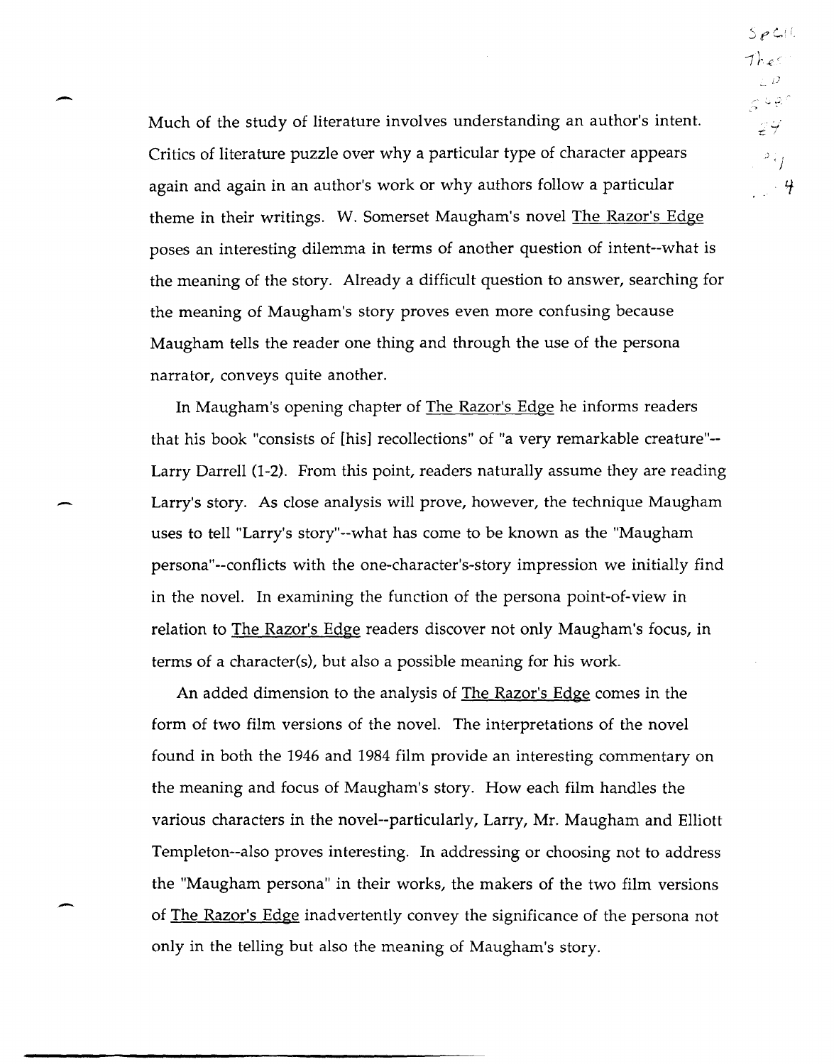Much of the study of literature involves understanding an author's intent. Critics of literature puzzle over why a particular type of character appears again and again in an author's work or why authors follow a particular theme in their writings. W. Somerset Maugham's novel The Razor's Edge poses an interesting dilemma in terms of another question of intent--what is the meaning of the story. Already a difficult question to answer, searching for the meaning of Maugham's story proves even more confusing because Maugham tells the reader one thing and through the use of the persona narrator, conveys quite another.

In Maugham's opening chapter of The Razor's Edge he informs readers that his book "consists of [his] recollections" of "a very remarkable creature"--Larry Darrell (1-2). From this point, readers naturally assume they are reading Larry's story. As close analysis will prove, however, the technique Maugham uses to tell "Larry's story"--what has come to be known as the "Maugham persona"--conflicts with the one-character's-story impression we initially find in the novel. In examining the function of the persona point-of-view in relation to The Razor's Edge readers discover not only Maugham's focus, in terms of a character(s), but also a possible meaning for his work.

An added dimension to the analysis of The Razor's Edge comes in the form of two film versions of the novel. The interpretations of the novel found in both the 1946 and 1984 film provide an interesting commentary on the meaning and focus of Maugham's story. How each film handles the various characters in the novel--particularly, Larry, Mr. Maugham and Elliott Templeton--also proves interesting. In addressing or choosing not to address the "Maugham persona" in their works, the makers of the two film versions of The Razor's Edge inadvertently convey the significance of the persona not only in the telling but also the meaning of Maugham's story.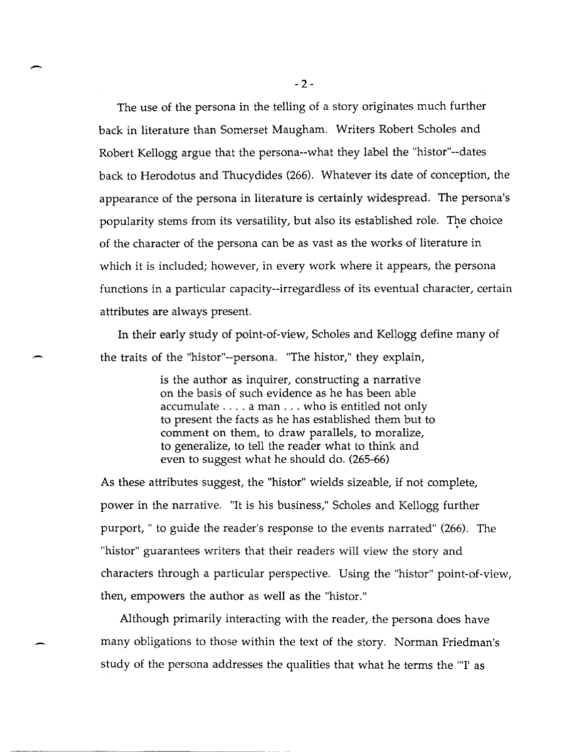The use of the persona in the telling of a story originates much further back in literature than Somerset Maugham. Writers Robert Scholes and Robert Kellogg argue that the persona--what they label the "histor"--dates back to Herodotus and Thucydides (266). Whatever its date of conception, the appearance of the persona in literature is certainly widespread. The persona's popularity stems from its versatility, but also its established role. The choice of the character of the persona can be as vast as the works of literature in which it is included; however, in every work where it appears, the persona functions in a particular capacity--irregardless of its eventual character, certain attributes are always present.

In their early study of point-of-view, Scholes and Kellogg define many of the traits of the "histor"--persona. "The histor," they explain,

> is the author as inquirer, constructing a narrative on the basis of such evidence as he has been able accumulate . . . . a man . . . who is entitled not only to present the facts as he has established them but to comment on them, to draw parallels, to moralize, to generalize, to tell the reader what to think and even to suggest what he should do. (265-66)

As these attributes suggest, the "histor" wields sizeable, if not complete, power in the narrative. "It is his business," Scholes and Kellogg further purport, " to guide the reader's response to the events narrated" (266). The "histor" guarantees writers that their readers will view the story and characters through a particular perspective. Using the "histor" point-of-view, then, empowers the author as well as the "histor."

Although primarily interacting with the reader, the persona does have many obligations to those within the text of the story. Norman Friedman's study of the persona addresses the qualities that what he terms the "'I' as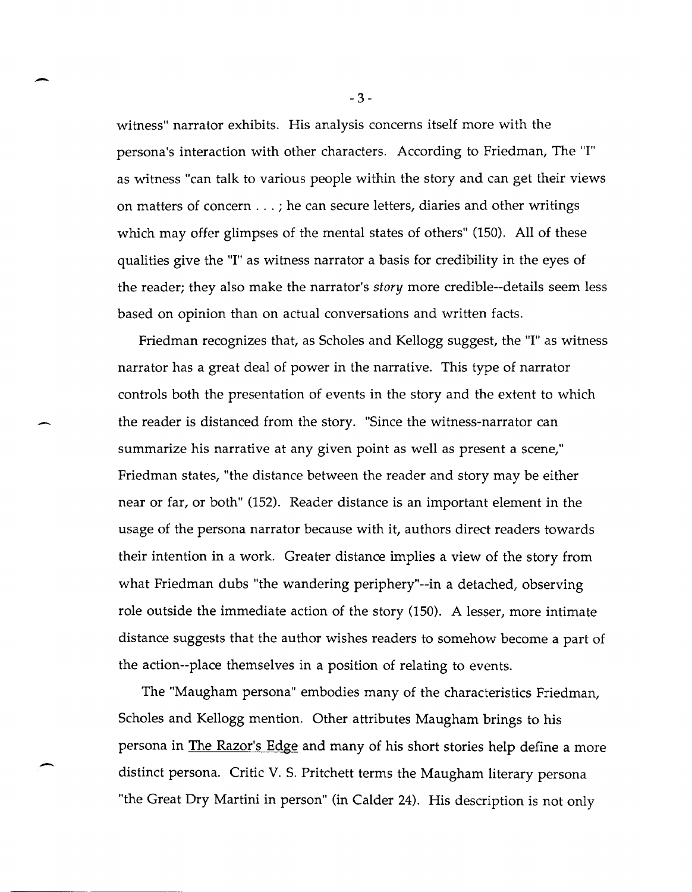witness" narrator exhibits. His analysis concerns itself more with the persona's interaction with other characters. According to Friedman, The "I" as witness "can talk to various people within the story and can get their views on matters of concern . . . ; he can secure letters, diaries and other writings which may offer glimpses of the mental states of others" (150). All of these qualities give the "I" as witness narrator a basis for credibility in the eyes of the reader; they also make the narrator's *story* more credible--details seem less based on opinion than on actual conversations and written facts.

Friedman recognizes that, as Scholes and Kellogg suggest, the "I" as witness narrator has a great deal of power in the narrative. This type of narrator controls both the presentation of events in the story and the extent to which the reader is distanced from the story. "Since the witness-narrator can summarize his narrative at any given point as well as present a scene," Friedman states, "the distance between the reader and story may be either near or far, or both" (152). Reader distance is an important element in the usage of the persona narrator because with it, authors direct readers towards their intention in a work. Greater distance implies a view of the story from what Friedman dubs "the wandering periphery"--in a detached, observing role outside the immediate action of the story (150). A lesser, more intimate distance suggests that the author wishes readers to somehow become a part of the action--place themselves in a position of relating to events.

The "Maugham persona" embodies many of the characteristics Friedman, Scholes and Kellogg mention. Other attributes Maugham brings to his persona in The Razor's Edge and many of his short stories help define a more distinct persona. Critic V. S. Pritchett terms the Maugham literary persona "the Great Dry Martini in person" (in Calder 24). His description is not only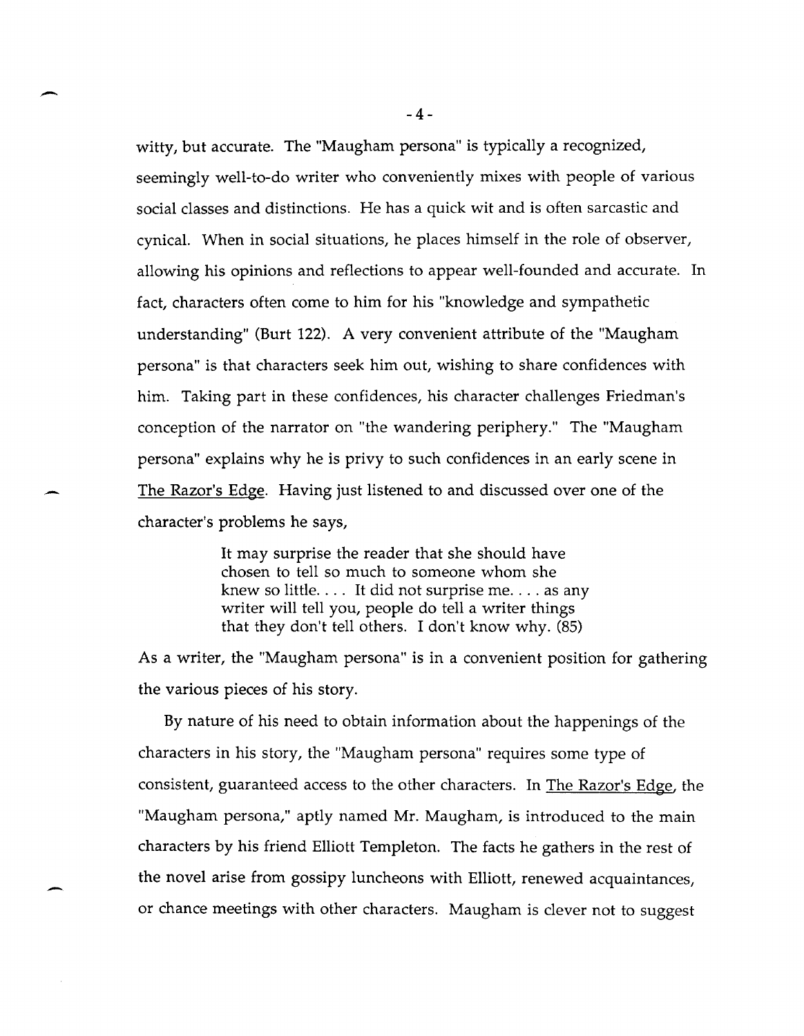witty, but accurate. The "Maugham persona" is typically a recognized, seemingly well-to-do writer who conveniently mixes with people of various social classes and distinctions. He has a quick wit and is often sarcastic and cynical. When in social situations, he places himself in the role of observer, allowing his opinions and reflections to appear well-founded and accurate. In fact, characters often come to him for his "knowledge and sympathetic understanding" (Burt 122). A very convenient attribute of the "Maugham persona" is that characters seek him out, wishing to share confidences with him. Taking part in these confidences, his character challenges Friedman's conception of the narrator on "the wandering periphery." The "Maugham persona" explains why he is privy to such confidences in an early scene in The Razor's Edge. Having just listened to and discussed over one of the character's problems he says,

> It may surprise the reader that she should have chosen to tell so much to someone whom she knew so little. . . . It did not surprise me. . . . as any writer will tell you, people do tell a writer things that they don't tell others. I don't know why. (85)

As a writer, the "Maugham persona" is in a convenient position for gathering the various pieces of his story.

By nature of his need to obtain information about the happenings of the characters in his story, the "Maugham persona" requires some type of consistent, guaranteed access to the other characters. In The Razor's Edge, the "Maugham persona," aptly named Mr. Maugham, is introduced to the main characters by his friend Elliott Templeton. The facts he gathers in the rest of the novel arise from gossipy luncheons with Elliott, renewed acquaintances, or chance meetings with other characters. Maugham is clever not to suggest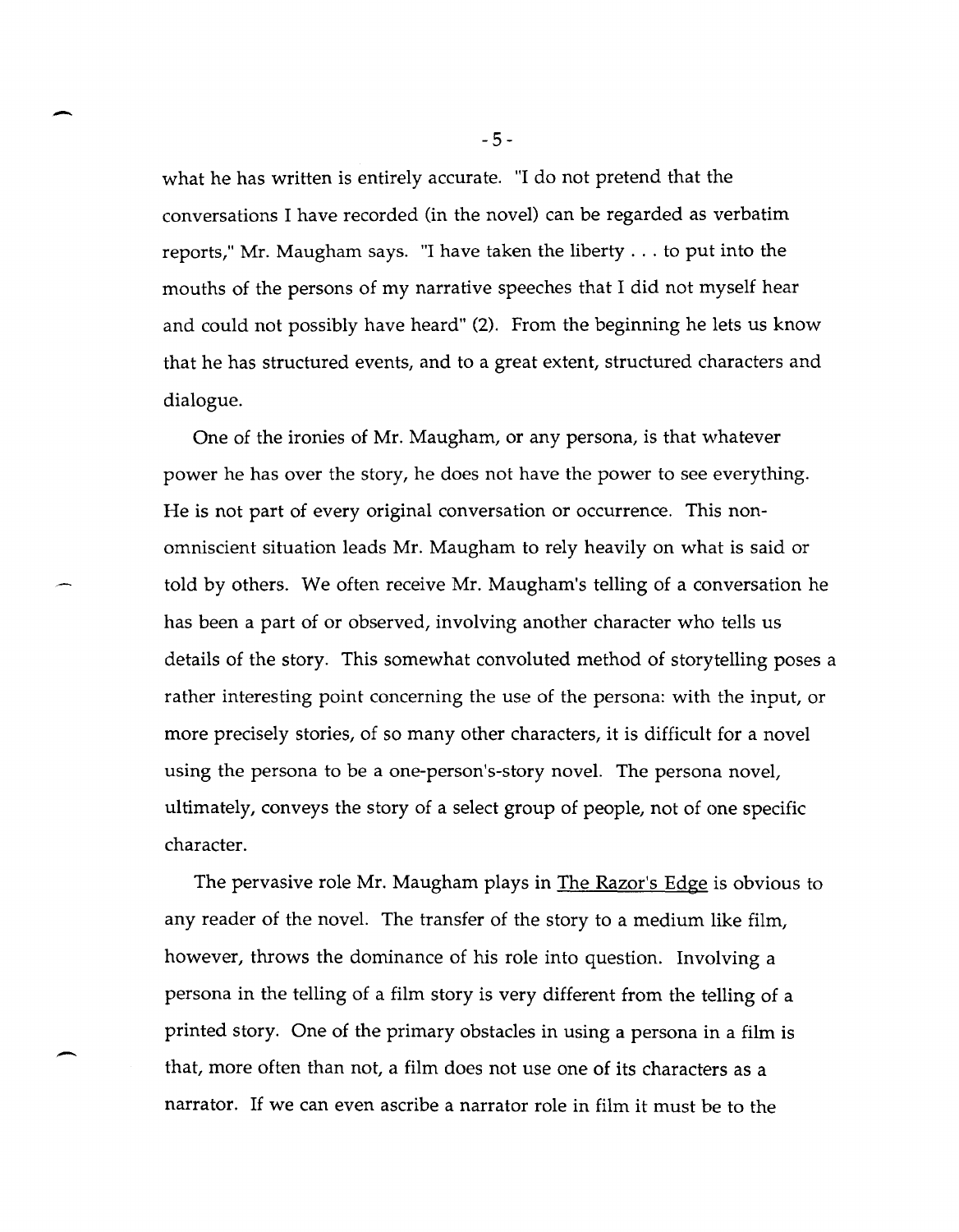what he has written is entirely accurate. "I do not pretend that the conversations I have recorded (in the novel) can be regarded as verbatim reports," Mr. Maugham says. "I have taken the liberty . . . to put into the mouths of the persons of my narrative speeches that I did not myself hear and could not possibly have heard" (2). From the beginning he lets us know that he has structured events, and to a great extent, structured characters and dialogue.

One of the ironies of Mr. Maugham, or any persona, is that whatever power he has over the story, he does not have the power to see everything. He is not part of every original conversation or occurrence. This non-omniscient situation leads Mr. Maugham to rely heavily on what is said or told by others. We often receive Mr. Maugham's telling of a conversation he has been a part of or observed, involving another character who tells us details of the story. This somewhat convoluted method of storytelling poses a rather interesting point concerning the use of the persona: with the input, or more precisely stories, of so many other characters, it is difficult for a novel using the persona to be a one-person's-story novel. The persona novel, ultimately, conveys the story of a select group of people, not of one specific character.

The pervasive role Mr. Maugham plays in The Razor's Edge is obvious to any reader of the novel. The transfer of the story to a medium like film, however, throws the dominance of his role into question. Involving a persona in the telling of a film story is very different from the telling of a printed story. One of the primary obstacles in using a persona in a film is that, more often than not, a film does not use one of its characters as a narrator. If we can even ascribe a narrator role in film it must be to the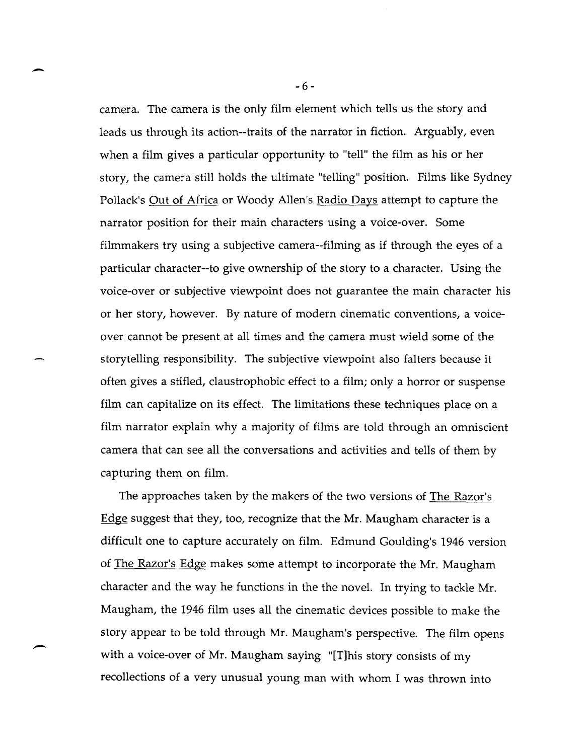camera. The camera is the only film element which tells us the story and leads us through its action--traits of the narrator in fiction. Arguably, even when a film gives a particular opportunity to "tell" the film as his or her story, the camera still holds the ultimate "telling" position. Films like Sydney Pollack's Out of Africa or Woody Allen's Radio Days attempt to capture the narrator position for their main characters using a voice-over. Some filmmakers try using a subjective camera--filming as if through the eyes of a particular character--to give ownership of the story to a character. Using the voice-over or subjective viewpoint does not guarantee the main character his or her story, however. By nature of modern cinematic conventions, a voice-over cannot be present at all times and the camera must wield some of the storytelling responsibility. The subjective viewpoint also falters because it often gives a stifled, claustrophobic effect to a film; only a horror or suspense film can capitalize on its effect. The limitations these techniques place on a film narrator explain why a majority of films are told through an omniscient camera that can see all the conversations and activities and tells of them by capturing them on film.

The approaches taken by the makers of the two versions of The Razor's Edge suggest that they, too, recognize that the Mr. Maugham character is a difficult one to capture accurately on film. Edmund Goulding's 1946 version of The Razor's Edge makes some attempt to incorporate the Mr. Maugham character and the way he functions in the the novel. In trying to tackle Mr. Maugham, the 1946 film uses all the cinematic devices possible to make the story appear to be told through Mr. Maugham's perspective. The film opens with a voice-over of Mr. Maugham saying "[T]his story consists of my recollections of a very unusual young man with whom I was thrown into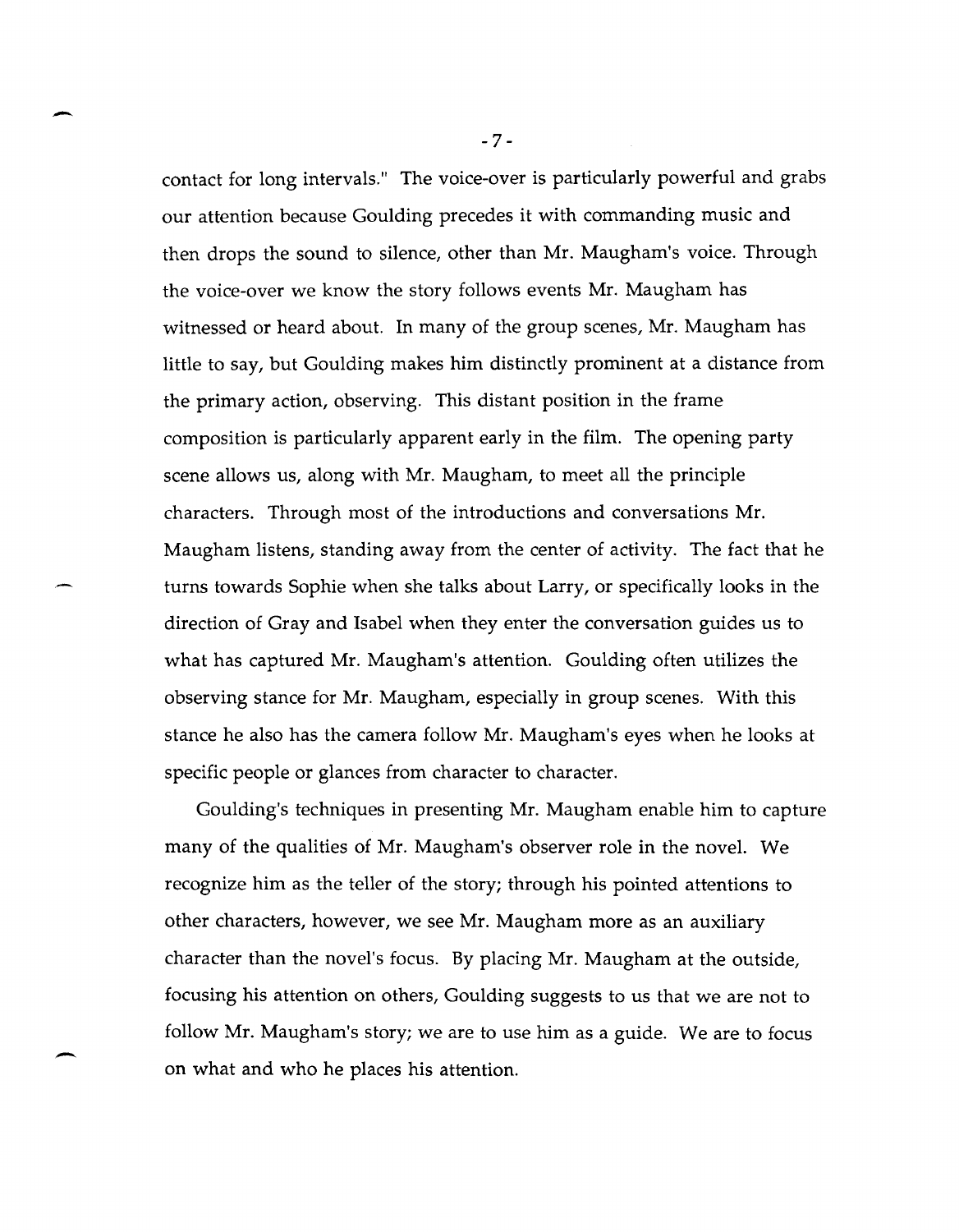contact for long intervals." The voice-over is particularly powerful and grabs our attention because Goulding precedes it with commanding music and then drops the sound to silence, other than Mr. Maugham's voice. Through the voice-over we know the story follows events Mr. Maugham has witnessed or heard about. In many of the group scenes, Mr. Maugham has little to say, but Goulding makes him distinctly prominent at a distance from the primary action, observing. This distant position in the frame composition is particularly apparent early in the film. The opening party scene allows us, along with Mr. Maugham, to meet all the principle characters. Through most of the introductions and conversations Mr. Maugham listens, standing away from the center of activity. The fact that he turns towards Sophie when she talks about Larry, or specifically looks in the direction of Gray and Isabel when they enter the conversation guides us to what has captured Mr. Maugham's attention. Goulding often utilizes the observing stance for Mr. Maugham, especially in group scenes. With this stance he also has the camera follow Mr. Maugham's eyes when he looks at specific people or glances from character to character.

Goulding's techniques in presenting Mr. Maugham enable him to capture many of the qualities of Mr. Maugham's observer role in the novel. We recognize him as the teller of the story; through his pointed attentions to other characters, however, we see Mr. Maugham more as an auxiliary character than the novel's focus. By placing Mr. Maugham at the outside, focusing his attention on others, Goulding suggests to us that we are not to follow Mr. Maugham's story; we are to use him as a guide. We are to focus on what and who he places his attention.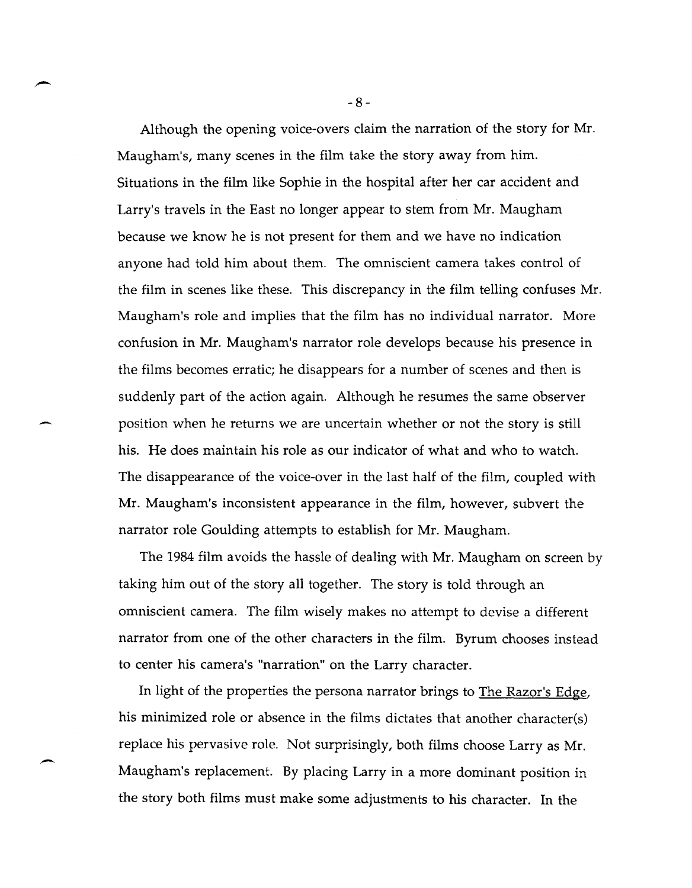Although the opening voice-overs claim the narration of the story for Mr. Maugham's, many scenes in the film take the story away from him. Situations in the film like Sophie in the hospital after her car accident and Larry's travels in the East no longer appear to stem from Mr. Maugham because we know he is not present for them and we have no indication anyone had told him about them. The omniscient camera takes control of the film in scenes like these. This discrepancy in the film telling confuses Mr. Maugham's role and implies that the film has no individual narrator. More confusion in Mr. Maugham's narrator role develops because his presence in the films becomes erratic; he disappears for a number of scenes and then is suddenly part of the action again. Although he resumes the same observer position when he returns we are uncertain whether or not the story is still his. He does maintain his role as our indicator of what and who to watch. The disappearance of the voice-over in the last half of the film, coupled with Mr. Maugham's inconsistent appearance in the film, however, subvert the narrator role Goulding attempts to establish for Mr. Maugham.

The 1984 film avoids the hassle of dealing with Mr. Maugham on screen by taking him out of the story all together. The story is told through an omniscient camera. The film wisely makes no attempt to devise a different narrator from one of the other characters in the film. Byrum chooses instead to center his camera's "narration" on the Larry character.

In light of the properties the persona narrator brings to The Razor's Edge, his minimized role or absence in the films dictates that another character(s) replace his pervasive role. Not surprisingly, both films choose Larry as Mr. Maugham's replacement. By placing Larry in a more dominant position in the story both films must make some adjustments to his character. In the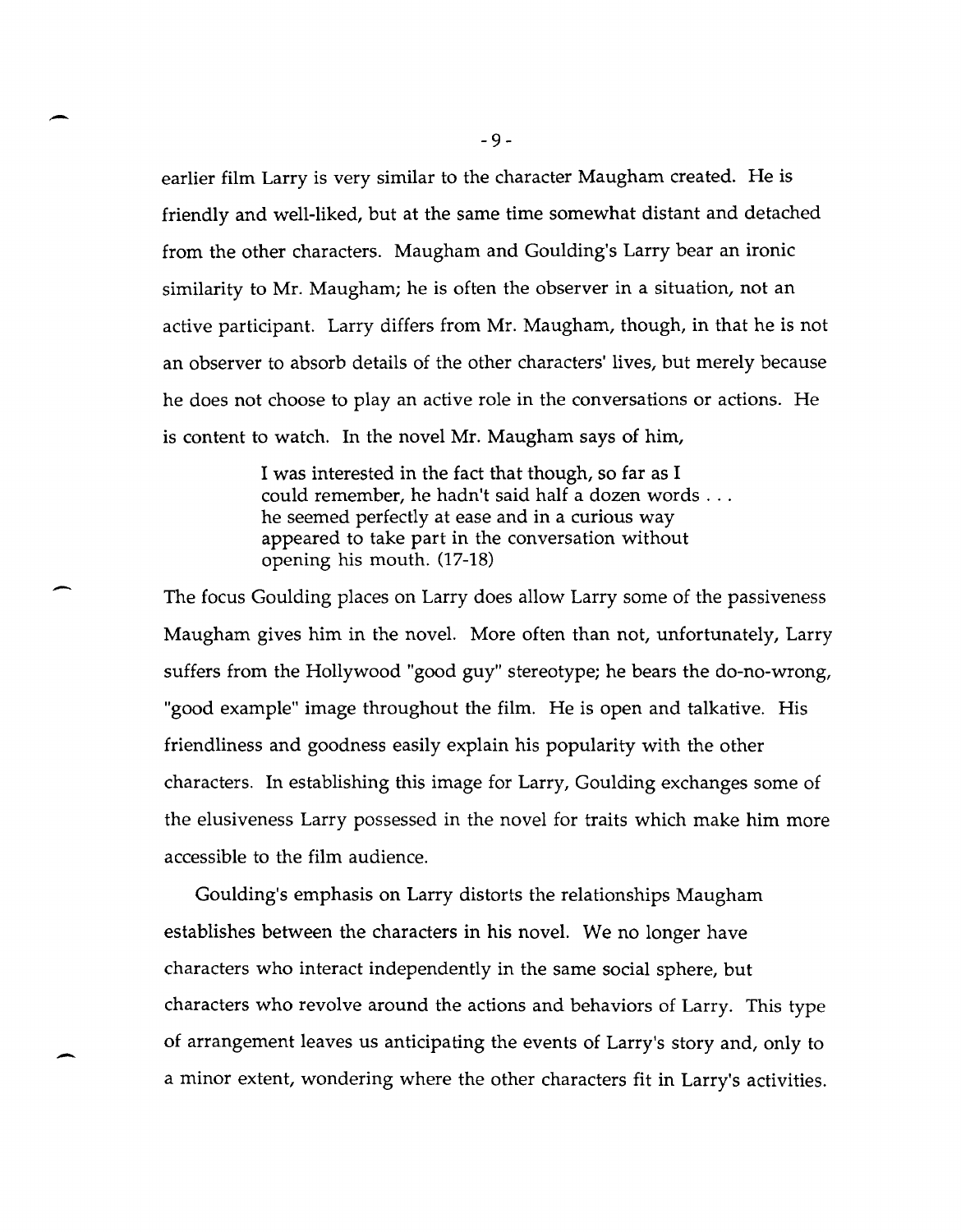earlier film Larry is very similar to the character Maugham created. He is friendly and well-liked, but at the same time somewhat distant and detached from the other characters. Maugham and Goulding's Larry bear an ironic similarity to Mr. Maugham; he is often the observer in a situation, not an active participant. Larry differs from Mr. Maugham, though, in that he is not an observer to absorb details of the other characters' lives, but merely because he does not choose to play an active role in the conversations or actions. He is content to watch. In the novel Mr. Maugham says of him,

> I was interested in the fact that though, so far as I could remember, he hadn't said half a dozen words . . . he seemed perfectly at ease and in a curious way appeared to take part in the conversation without opening his mouth. (17-18)

The focus Goulding places on Larry does allow Larry some of the passiveness Maugham gives him in the novel. More often than not, unfortunately, Larry suffers from the Hollywood "good guy" stereotype; he bears the do-no-wrong, "good example" image throughout the film. He is open and talkative. His friendliness and goodness easily explain his popularity with the other characters. In establishing this image for Larry, Goulding exchanges some of the elusiveness Larry possessed in the novel for traits which make him more accessible to the film audience.

Goulding's emphasis on Larry distorts the relationships Maugham establishes between the characters in his novel. We no longer have characters who interact independently in the same social sphere, but characters who revolve around the actions and behaviors of Larry. This type of arrangement leaves us anticipating the events of Larry's story and, only to a minor extent, wondering where the other characters fit in Larry's activities.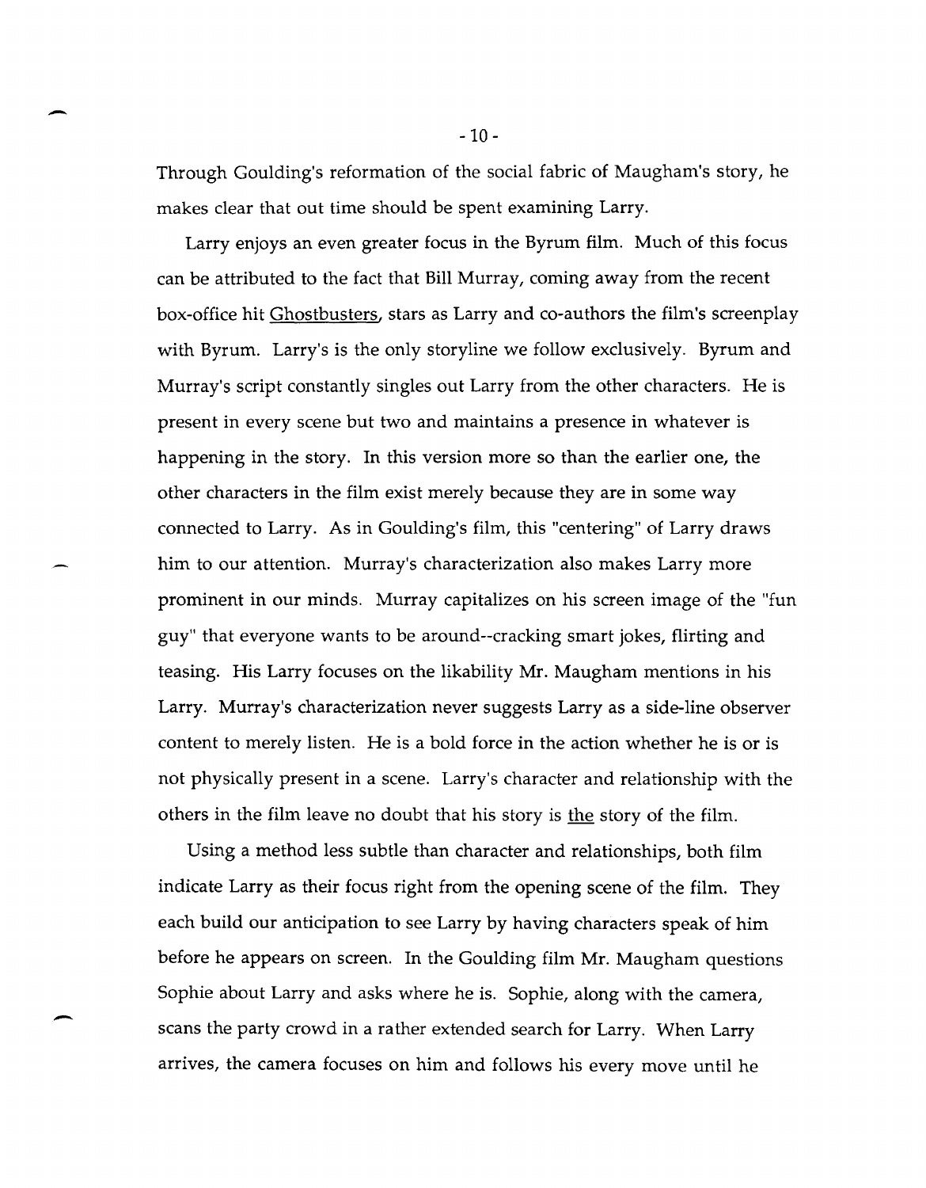Through Goulding's reformation of the social fabric of Maugham's story, he makes clear that out time should be spent examining Larry.

Larry enjoys an even greater focus in the Byrum film. Much of this focus can be attributed to the fact that Bill Murray, coming away from the recent box-office hit Ghostbusters, stars as Larry and co-authors the film's screenplay with Byrum. Larry's is the only storyline we follow exclusively. Byrum and Murray's script constantly singles out Larry from the other characters. He is present in every scene but two and maintains a presence in whatever is happening in the story. In this version more so than the earlier one, the other characters in the film exist merely because they are in some way connected to Larry. As in Goulding's film, this "centering" of Larry draws him to our attention. Murray's characterization also makes Larry more prominent in our minds. Murray capitalizes on his screen image of the "fun guy" that everyone wants to be around--cracking smart jokes, flirting and teasing. His Larry focuses on the likability Mr. Maugham mentions in his Larry. Murray's characterization never suggests Larry as a side-line observer content to merely listen. He is a bold force in the action whether he is or is not physically present in a scene. Larry's character and relationship with the others in the film leave no doubt that his story is the story of the film.

Using a method less subtle than character and relationships, both film indicate Larry as their focus right from the opening scene of the film. They each build our anticipation to see Larry by having characters speak of him before he appears on screen. In the Goulding film Mr. Maugham questions Sophie about Larry and asks where he is. Sophie, along with the camera, scans the party crowd in a rather extended search for Larry. When Larry arrives, the camera focuses on him and follows his every move until he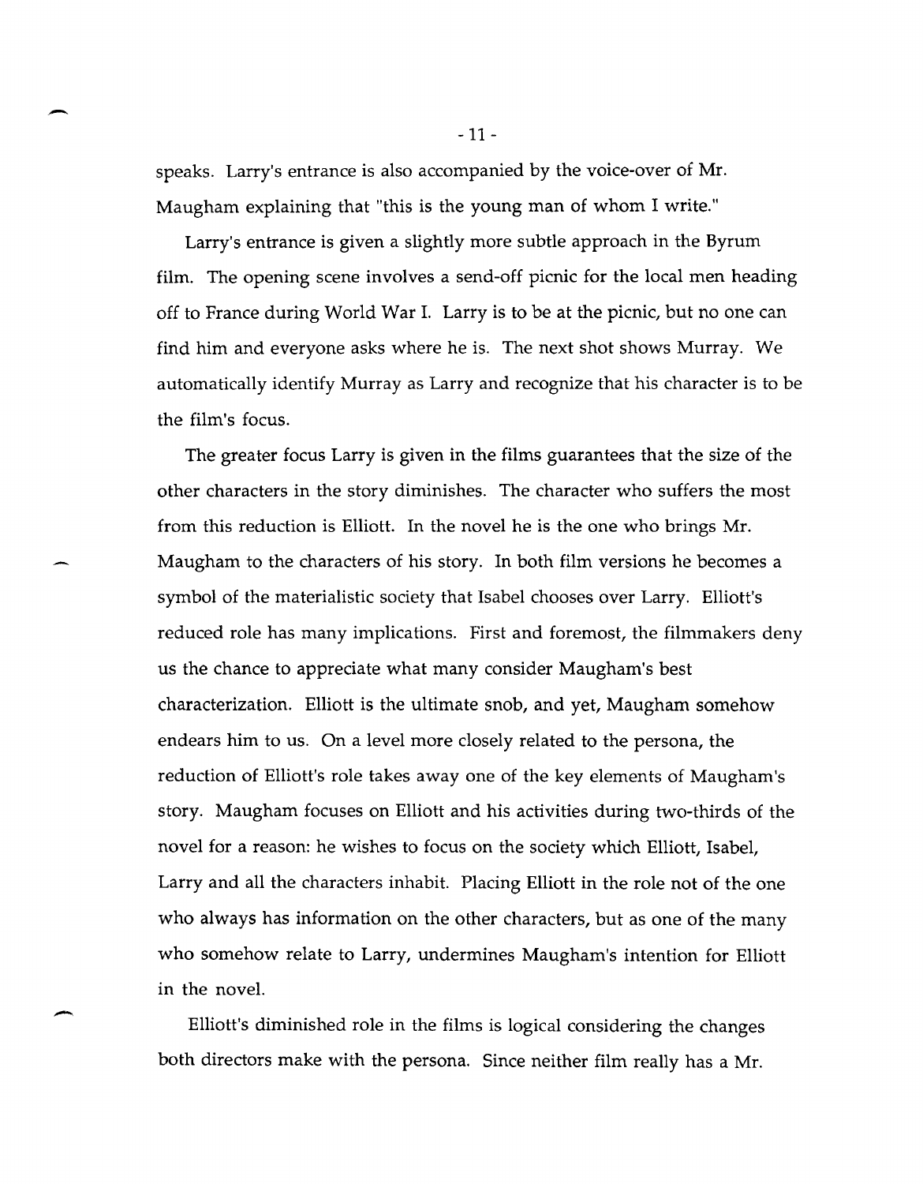speaks. Larry's entrance is also accompanied by the voice-over of Mr. Maugham explaining that "this is the young man of whom I write."

Larry's entrance is given a slightly more subtle approach in the Byrum film. The opening scene involves a send-off picnic for the local men heading off to France during World War I. Larry is to be at the picnic, but no one can find him and everyone asks where he is. The next shot shows Murray. We automatically identify Murray as Larry and recognize that his character is to be the film's focus.

The greater focus Larry is given in the films guarantees that the size of the other characters in the story diminishes. The character who suffers the most from this reduction is Elliott. In the novel he is the one who brings Mr. Maugham to the characters of his story. In both film versions he becomes a symbol of the materialistic society that Isabel chooses over Larry. Elliott's reduced role has many implications. First and foremost, the filmmakers deny us the chance to appreciate what many consider Maugham's best characterization. Elliott is the ultimate snob, and yet, Maugham somehow endears him to us. On a level more closely related to the persona, the reduction of Elliott's role takes away one of the key elements of Maugham's story. Maugham focuses on Elliott and his activities during two-thirds of the novel for a reason: he wishes to focus on the society which Elliott, Isabel, Larry and all the characters inhabit. Placing Elliott in the role not of the one who always has information on the other characters, but as one of the many who somehow relate to Larry, undermines Maugham's intention for Elliott in the novel.

Elliott's diminished role in the films is logical considering the changes both directors make with the persona. Since neither film really has a Mr.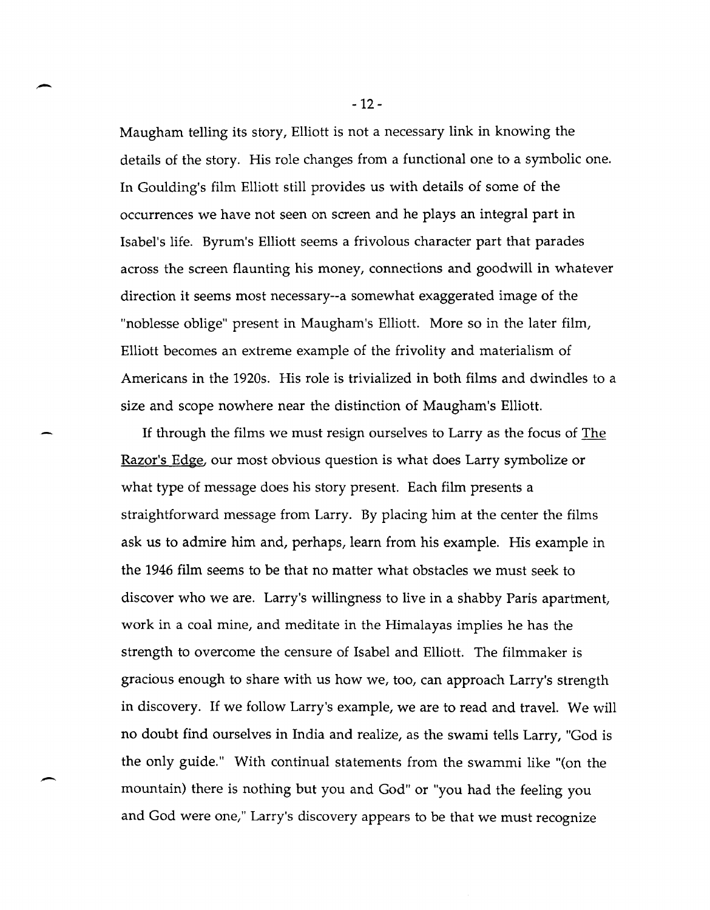Maugham telling its story, Elliott is not a necessary link in knowing the details of the story. His role changes from a functional one to a symbolic one. In Goulding's film Elliott still provides us with details of some of the occurrences we have not seen on screen and he plays an integral part in Isabel's life. Byrum's Elliott seems a frivolous character part that parades across the screen flaunting his money, connections and goodwill in whatever direction it seems most necessary--a somewhat exaggerated image of the "noblesse oblige" present in Maugham's Elliott. More so in the later film, Elliott becomes an extreme example of the frivolity and materialism of Americans in the 1920s. His role is trivialized in both films and dwindles to a size and scope nowhere near the distinction of Maugham's Elliott.

If through the films we must resign ourselves to Larry as the focus of The Razor's Edge, our most obvious question is what does Larry symbolize or what type of message does his story present. Each film presents a straightforward message from Larry. By placing him at the center the films ask us to admire him and, perhaps, learn from his example. His example in the 1946 film seems to be that no matter what obstacles we must seek to discover who we are. Larry's willingness to live in a shabby Paris apartment, work in a coal mine, and meditate in the Himalayas implies he has the strength to overcome the censure of Isabel and Elliott. The filmmaker is gracious enough to share with us how we, too, can approach Larry's strength in discovery. If we follow Larry's example, we are to read and travel. We will no doubt find ourselves in India and realize, as the swami tells Larry, "God is the only guide." With continual statements from the swammi like "(on the mountain) there is nothing but you and God" or "you had the feeling you and God were one," Larry's discovery appears to be that we must recognize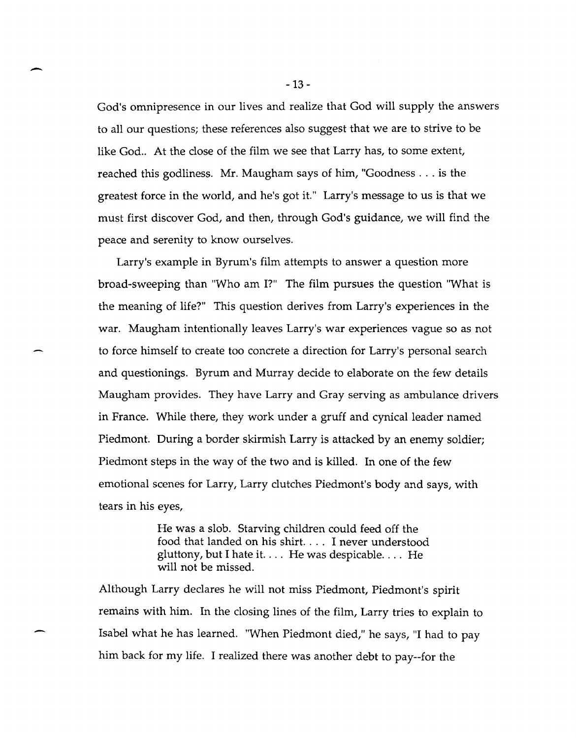God's omnipresence in our lives and realize that God will supply the answers to all our questions; these references also suggest that we are to strive to be like God.. At the close of the film we see that Larry has, to some extent, reached this godliness. Mr. Maugham says of him, "Goodness . . . is the greatest force in the world, and he's got it." Larry's message to us is that we must first discover God, and then, through God's guidance, we will find the peace and serenity to know ourselves.

Larry's example in Byrum's film attempts to answer a question more broad-sweeping than "Who am I?" The film pursues the question "What is the meaning of life?" This question derives from Larry's experiences in the war. Maugham intentionally leaves Larry's war experiences vague so as not to force himself to create too concrete a direction for Larry's personal search and questionings. Byrum and Murray decide to elaborate on the few details Maugham provides. They have Larry and Gray serving as ambulance drivers in France. While there, they work under a gruff and cynical leader named Piedmont. During a border skirmish Larry is attacked by an enemy soldier; Piedmont steps in the way of the two and is killed. In one of the few emotional scenes for Larry, Larry clutches Piedmont's body and says, with tears in his eyes,

> He was a slob. Starving children could feed off the food that landed on his shirt. . . . I never understood gluttony, but I hate it. . . . He was despicable. . . . He will not be missed.

Although Larry declares he will not miss Piedmont, Piedmont's spirit remains with him. In the closing lines of the film, Larry tries to explain to Isabel what he has learned. "When Piedmont died," he says, "I had to pay him back for my life. I realized there was another debt to pay--for the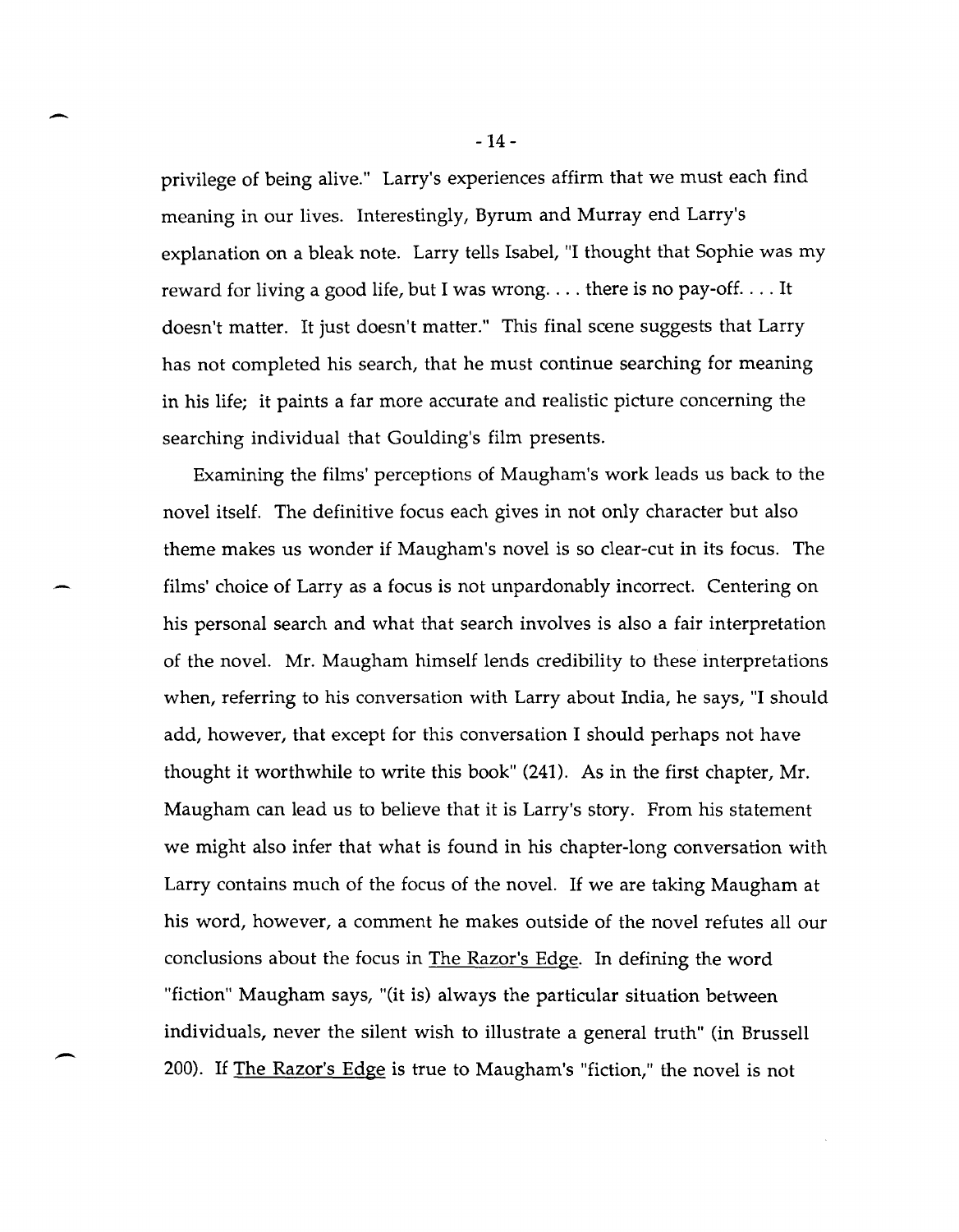privilege of being alive." Larry's experiences affirm that we must each find meaning in our lives. Interestingly, Byrum and Murray end Larry's explanation on a bleak note. Larry tells Isabel, "I thought that Sophie was my reward for living a good life, but I was wrong. . . . there is no pay-off. . . . It doesn't matter. It just doesn't matter." This final scene suggests that Larry has not completed his search, that he must continue searching for meaning in his life; it paints a far more accurate and realistic picture concerning the searching individual that Goulding's film presents.

Examining the films' perceptions of Maugham's work leads us back to the novel itself. The definitive focus each gives in not only character but also theme makes us wonder if Maugham's novel is so clear-cut in its focus. The films' choice of Larry as a focus is not unpardonably incorrect. Centering on his personal search and what that search involves is also a fair interpretation of the novel. Mr. Maugham himself lends credibility to these interpretations when, referring to his conversation with Larry about India, he says, "I should add, however, that except for this conversation I should perhaps not have thought it worthwhile to write this book" (241). As in the first chapter, Mr. Maugham can lead us to believe that it is Larry's story. From his statement we might also infer that what is found in his chapter-long conversation with Larry contains much of the focus of the novel. If we are taking Maugham at his word, however, a comment he makes outside of the novel refutes all our conclusions about the focus in <u>The Razor's Edge</u>. In defining the word "fiction" Maugham says, "(it is) always the particular situation between individuals, never the silent wish to illustrate a general truth" (in Brussell 200). If <u>The Razor's Edge</u> is true to Maugham's "fiction," the novel is not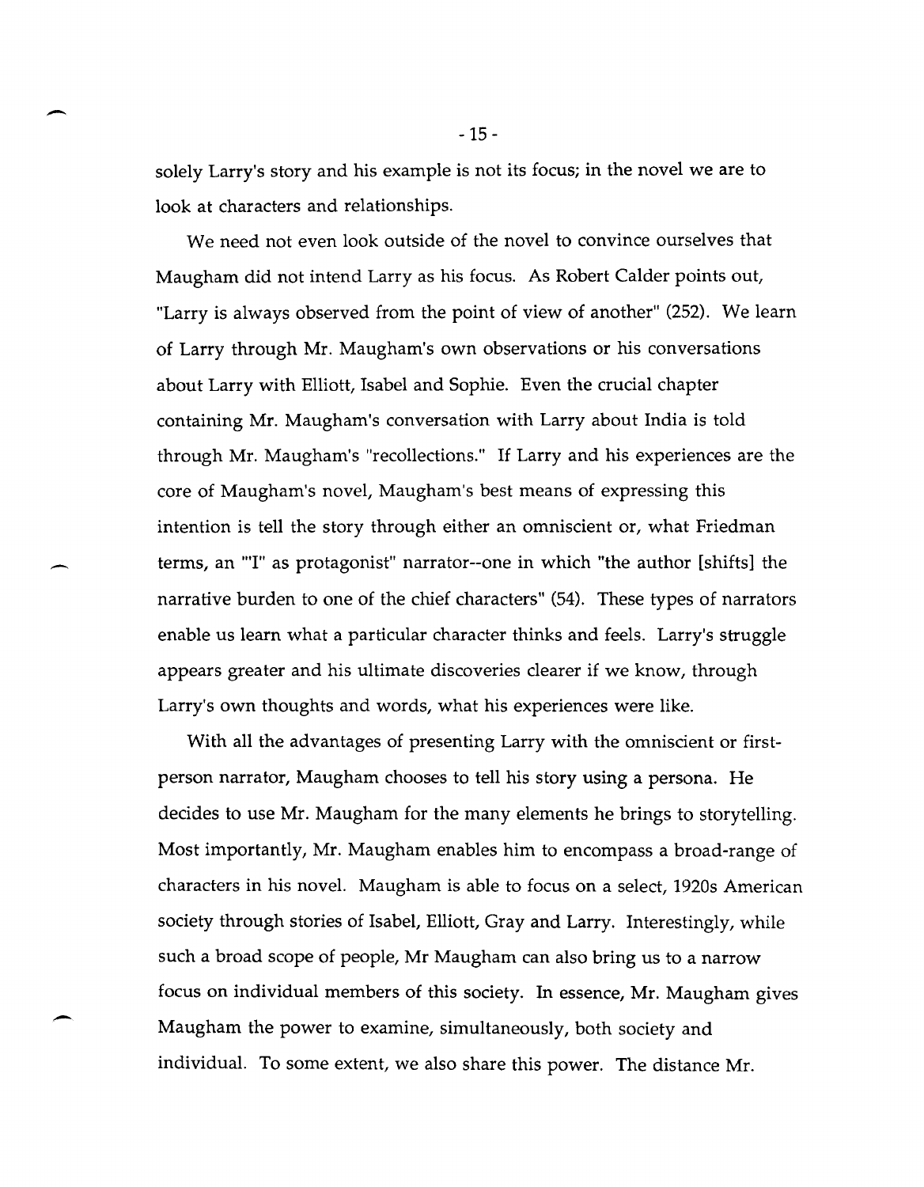solely Larry's story and his example is not its focus; in the novel we are to look at characters and relationships.

We need not even look outside of the novel to convince ourselves that Maugham did not intend Larry as his focus. As Robert Calder points out, "Larry is always observed from the point of view of another" (252). We learn of Larry through Mr. Maugham's own observations or his conversations about Larry with Elliott, Isabel and Sophie. Even the crucial chapter containing Mr. Maugham's conversation with Larry about India is told through Mr. Maugham's "recollections." If Larry and his experiences are the core of Maugham's novel, Maugham's best means of expressing this intention is tell the story through either an omniscient or, what Friedman terms, an "'I' as protagonist" narrator--one in which "the author [shifts] the narrative burden to one of the chief characters" (54). These types of narrators enable us learn what a particular character thinks and feels. Larry's struggle appears greater and his ultimate discoveries clearer if we know, through Larry's own thoughts and words, what his experiences were like.

With all the advantages of presenting Larry with the omniscient or first-person narrator, Maugham chooses to tell his story using a persona. He decides to use Mr. Maugham for the many elements he brings to storytelling. Most importantly, Mr. Maugham enables him to encompass a broad-range of characters in his novel. Maugham is able to focus on a select, 1920s American society through stories of Isabel, Elliott, Gray and Larry. Interestingly, while such a broad scope of people, Mr Maugham can also bring us to a narrow focus on individual members of this society. In essence, Mr. Maugham gives Maugham the power to examine, simultaneously, both society and individual. To some extent, we also share this power. The distance Mr.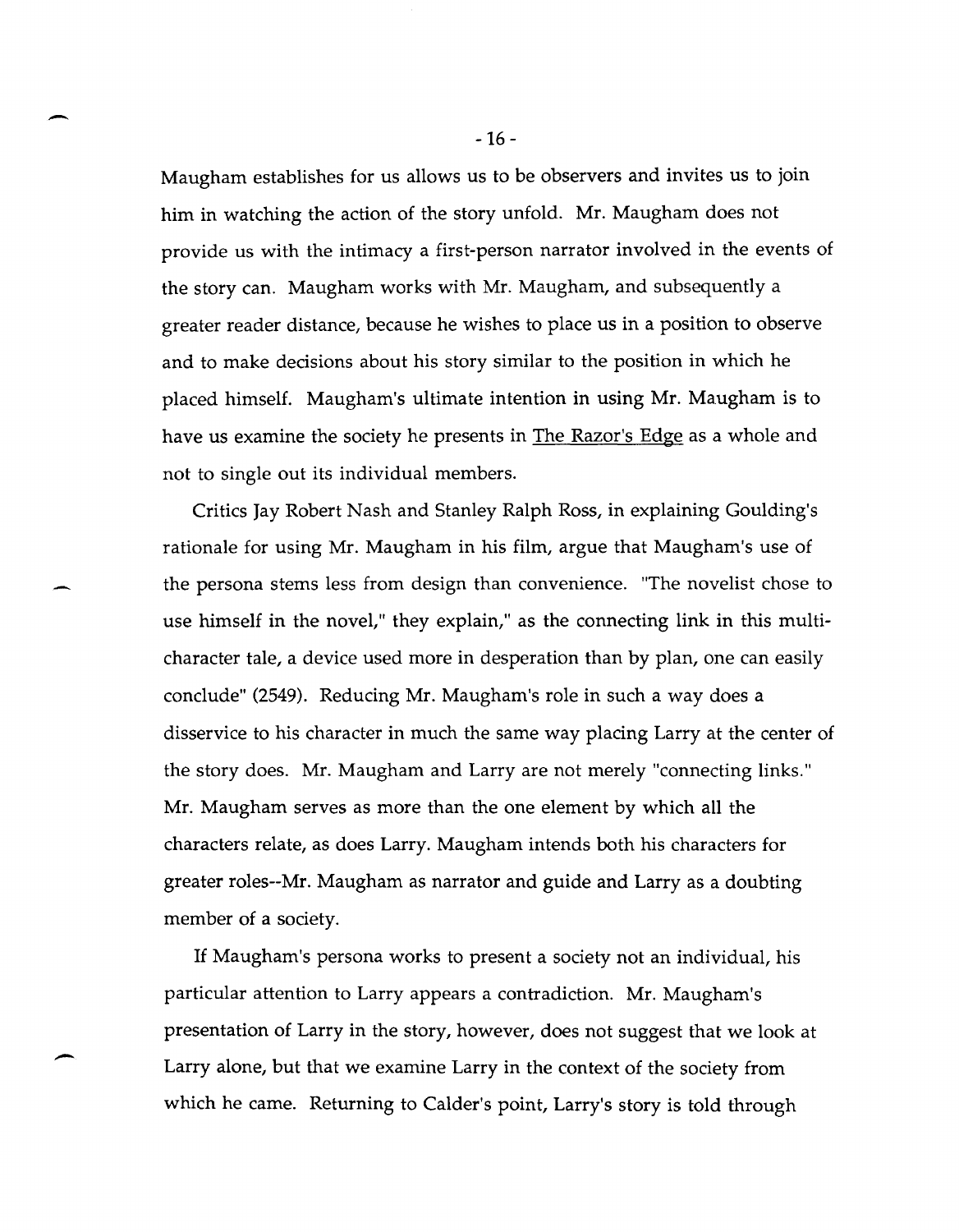Maugham establishes for us allows us to be observers and invites us to join him in watching the action of the story unfold. Mr. Maugham does not provide us with the intimacy a first-person narrator involved in the events of the story can. Maugham works with Mr. Maugham, and subsequently a greater reader distance, because he wishes to place us in a position to observe and to make decisions about his story similar to the position in which he placed himself. Maugham's ultimate intention in using Mr. Maugham is to have us examine the society he presents in The Razor's Edge as a whole and not to single out its individual members.

Critics Jay Robert Nash and Stanley Ralph Ross, in explaining Goulding's rationale for using Mr. Maugham in his film, argue that Maugham's use of the persona stems less from design than convenience. "The novelist chose to use himself in the novel," they explain," as the connecting link in this multi-character tale, a device used more in desperation than by plan, one can easily conclude" (2549). Reducing Mr. Maugham's role in such a way does a disservice to his character in much the same way placing Larry at the center of the story does. Mr. Maugham and Larry are not merely "connecting links." Mr. Maugham serves as more than the one element by which all the characters relate, as does Larry. Maugham intends both his characters for greater roles--Mr. Maugham as narrator and guide and Larry as a doubting member of a society.

If Maugham's persona works to present a society not an individual, his particular attention to Larry appears a contradiction. Mr. Maugham's presentation of Larry in the story, however, does not suggest that we look at Larry alone, but that we examine Larry in the context of the society from which he came. Returning to Calder's point, Larry's story is told through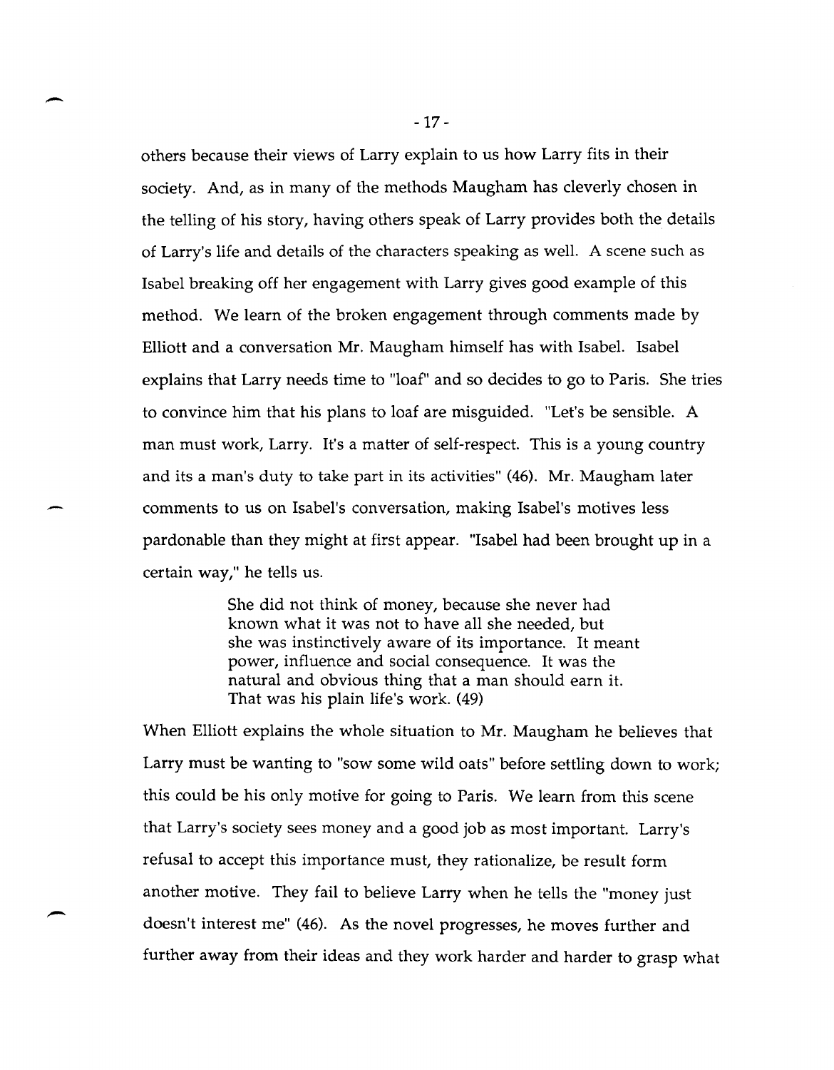others because their views of Larry explain to us how Larry fits in their society. And, as in many of the methods Maugham has cleverly chosen in the telling of his story, having others speak of Larry provides both the details of Larry's life and details of the characters speaking as well. A scene such as Isabel breaking off her engagement with Larry gives good example of this method. We learn of the broken engagement through comments made by Elliott and a conversation Mr. Maugham himself has with Isabel. Isabel explains that Larry needs time to "loaf" and so decides to go to Paris. She tries to convince him that his plans to loaf are misguided. "Let's be sensible. A man must work, Larry. It's a matter of self-respect. This is a young country and its a man's duty to take part in its activities" (46). Mr. Maugham later comments to us on Isabel's conversation, making Isabel's motives less pardonable than they might at first appear. "Isabel had been brought up in a certain way," he tells us.

> She did not think of money, because she never had known what it was not to have all she needed, but she was instinctively aware of its importance. It meant power, influence and social consequence. It was the natural and obvious thing that a man should earn it. That was his plain life's work. (49)

When Elliott explains the whole situation to Mr. Maugham he believes that Larry must be wanting to "sow some wild oats" before settling down to work; this could be his only motive for going to Paris. We learn from this scene that Larry's society sees money and a good job as most important. Larry's refusal to accept this importance must, they rationalize, be result form another motive. They fail to believe Larry when he tells the "money just doesn't interest me" (46). As the novel progresses, he moves further and further away from their ideas and they work harder and harder to grasp what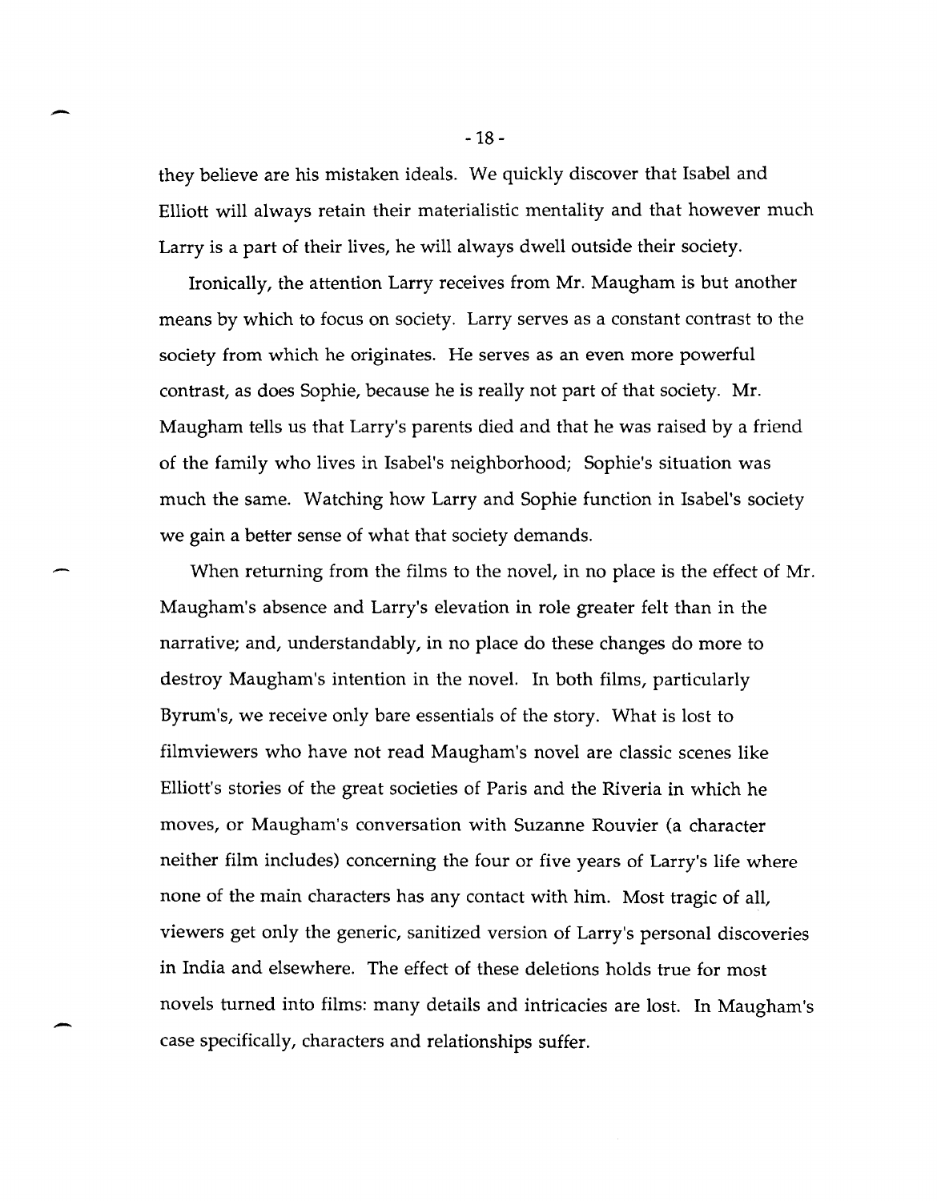they believe are his mistaken ideals. We quickly discover that Isabel and Elliott will always retain their materialistic mentality and that however much Larry is a part of their lives, he will always dwell outside their society.

Ironically, the attention Larry receives from Mr. Maugham is but another means by which to focus on society. Larry serves as a constant contrast to the society from which he originates. He serves as an even more powerful contrast, as does Sophie, because he is really not part of that society. Mr. Maugham tells us that Larry's parents died and that he was raised by a friend of the family who lives in Isabel's neighborhood; Sophie's situation was much the same. Watching how Larry and Sophie function in Isabel's society we gain a better sense of what that society demands.

When returning from the films to the novel, in no place is the effect of Mr. Maugham's absence and Larry's elevation in role greater felt than in the narrative; and, understandably, in no place do these changes do more to destroy Maugham's intention in the novel. In both films, particularly Byrum's, we receive only bare essentials of the story. What is lost to filmviewers who have not read Maugham's novel are classic scenes like Elliott's stories of the great societies of Paris and the Riveria in which he moves, or Maugham's conversation with Suzanne Rouvier (a character neither film includes) concerning the four or five years of Larry's life where none of the main characters has any contact with him. Most tragic of all, viewers get only the generic, sanitized version of Larry's personal discoveries in India and elsewhere. The effect of these deletions holds true for most novels turned into films: many details and intricacies are lost. In Maugham's case specifically, characters and relationships suffer.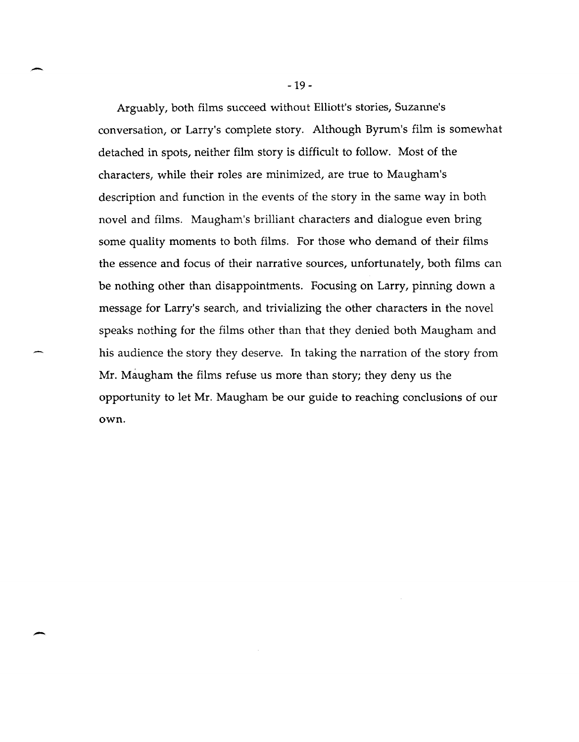Arguably, both films succeed without Elliott's stories, Suzanne's conversation, or Larry's complete story. Although Byrum's film is somewhat detached in spots, neither film story is difficult to follow. Most of the characters, while their roles are minimized, are true to Maugham's description and function in the events of the story in the same way in both novel and films. Maugham's brilliant characters and dialogue even bring some quality moments to both films. For those who demand of their films the essence and focus of their narrative sources, unfortunately, both films can be nothing other than disappointments. Focusing on Larry, pinning down a message for Larry's search, and trivializing the other characters in the novel speaks nothing for the films other than that they denied both Maugham and his audience the story they deserve. In taking the narration of the story from Mr. Maugham the films refuse us more than story; they deny us the opportunity to let Mr. Maugham be our guide to reaching conclusions of our own.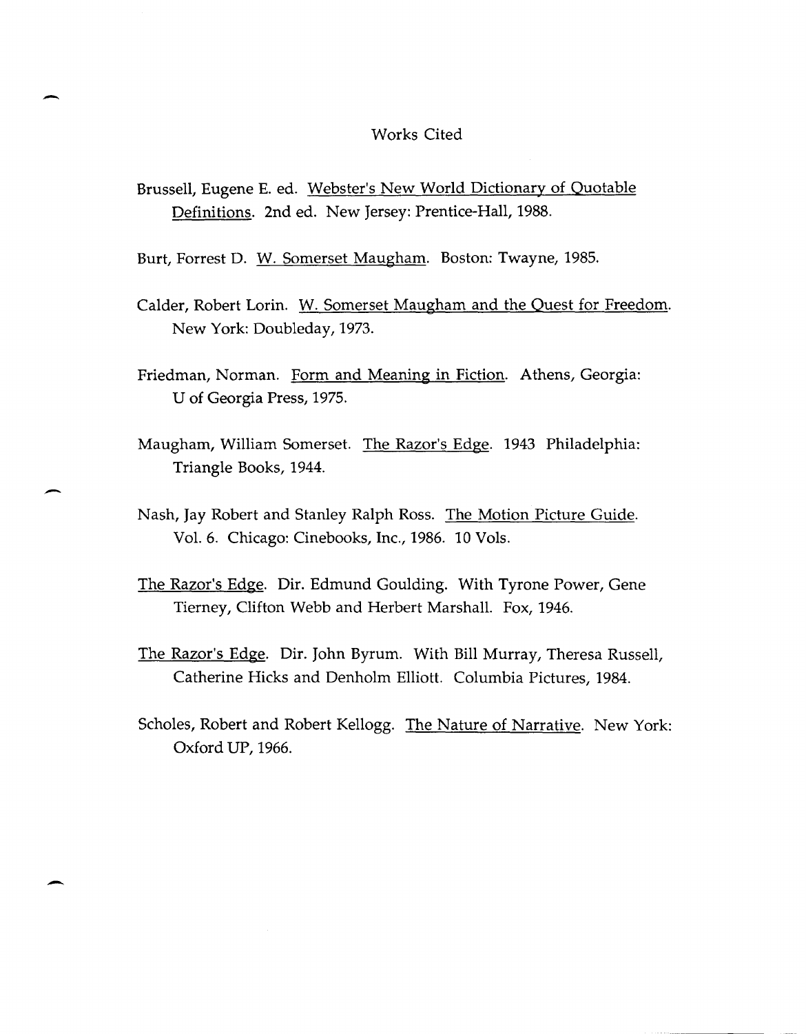# Works Cited

Brussell, Eugene E. ed. Webster's New World Dictionary of Quotable Definitions. 2nd ed. New Jersey: Prentice-Hall, 1988.

Burt, Forrest D. W. Somerset Maugham. Boston: Twayne, 1985.

Calder, Robert Lorin. W. Somerset Maugham and the Quest for Freedom. New York: Doubleday, 1973.

Friedman, Norman. Form and Meaning in Fiction. Athens, Georgia: U of Georgia Press, 1975.

Maugham, William Somerset. The Razor's Edge. 1943 Philadelphia: Triangle Books, 1944.

Nash, Jay Robert and Stanley Ralph Ross. The Motion Picture Guide. Vol. 6. Chicago: Cinebooks, Inc., 1986. 10 Vols.

The Razor's Edge. Dir. Edmund Goulding. With Tyrone Power, Gene Tierney, Clifton Webb and Herbert Marshall. Fox, 1946.

The Razor's Edge. Dir. John Byrum. With Bill Murray, Theresa Russell, Catherine Hicks and Denholm Elliott. Columbia Pictures, 1984.

Scholes, Robert and Robert Kellogg. The Nature of Narrative. New York: Oxford UP, 1966.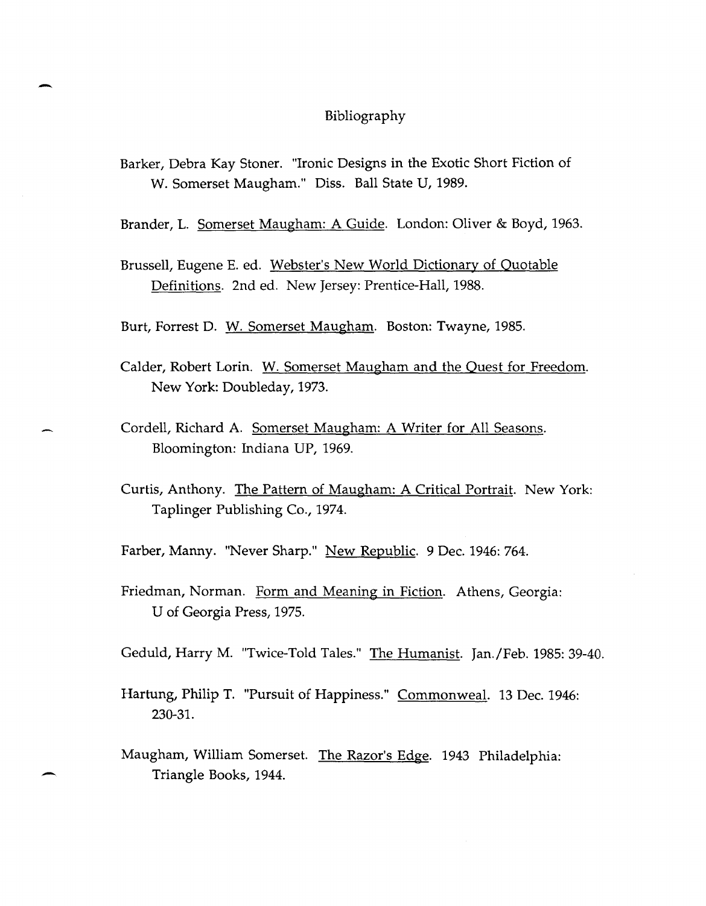# Bibliography

Barker, Debra Kay Stoner. "Ironic Designs in the Exotic Short Fiction of W. Somerset Maugham." Diss. Ball State U, 1989.

Brander, L. Somerset Maugham: A Guide. London: Oliver & Boyd, 1963.

Brussell, Eugene E. ed. Webster's New World Dictionary of Quotable Definitions. 2nd ed. New Jersey: Prentice-Hall, 1988.

Burt, Forrest D. W. Somerset Maugham. Boston: Twayne, 1985.

Calder, Robert Lorin. W. Somerset Maugham and the Quest for Freedom. New York: Doubleday, 1973.

Cordell, Richard A. Somerset Maugham: A Writer for All Seasons. Bloomington: Indiana UP, 1969.

Curtis, Anthony. The Pattern of Maugham: A Critical Portrait. New York: Taplinger Publishing Co., 1974.

Farber, Manny. "Never Sharp." New Republic. 9 Dec. 1946: 764.

Friedman, Norman. Form and Meaning in Fiction. Athens, Georgia: U of Georgia Press, 1975.

Geduld, Harry M. "Twice-Told Tales." The Humanist. Jan./Feb. 1985: 39-40.

Hartung, Philip T. "Pursuit of Happiness." Commonweal. 13 Dec. 1946: 230-31.

Maugham, William Somerset. The Razor's Edge. 1943 Philadelphia: Triangle Books, 1944.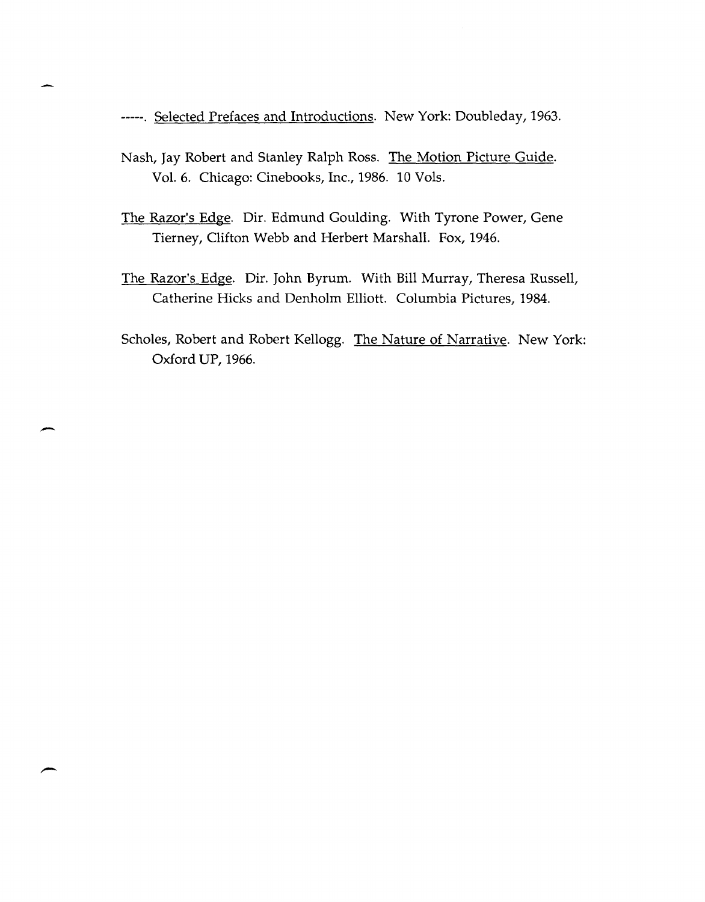-----. Selected Prefaces and Introductions. New York: Doubleday, 1963.

Nash, Jay Robert and Stanley Ralph Ross. The Motion Picture Guide. Vol. 6. Chicago: Cinebooks, Inc., 1986. 10 Vols.

The Razor's Edge. Dir. Edmund Goulding. With Tyrone Power, Gene Tierney, Clifton Webb and Herbert Marshall. Fox, 1946.

The Razor's Edge. Dir. John Byrum. With Bill Murray, Theresa Russell, Catherine Hicks and Denholm Elliott. Columbia Pictures, 1984.

Scholes, Robert and Robert Kellogg. The Nature of Narrative. New York: Oxford UP, 1966.